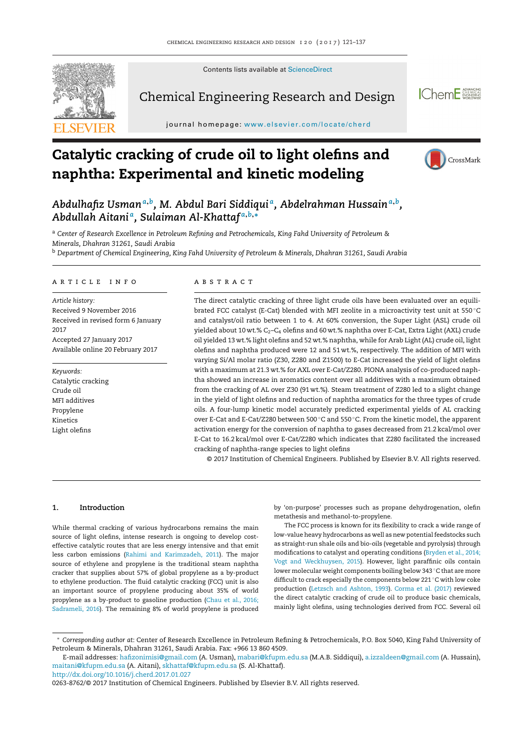# Catalytic cracking of crude oil to light olefins and naphtha: Experimental and kinetic modeling

*Abdulhafiz Usman*[a,b], *M. Abdul Bari Siddiqui*[a], *Abdelrahman Hussain*[a,b], *Abdullah Aitani*[a], *Sulaiman Al-Khattaf*[a,b,*]

[a] *Center of Research Excellence in Petroleum Refining and Petrochemicals, King Fahd University of Petroleum & Minerals, Dhahran 31261, Saudi Arabia*

[b] *Department of Chemical Engineering, King Fahd University of Petroleum & Minerals, Dhahran 31261, Saudi Arabia*

## ARTICLE INFO

*Article history:*
Received 9 November 2016
Received in revised form 6 January 2017
Accepted 27 January 2017
Available online 20 February 2017

*Keywords:*
Catalytic cracking
Crude oil
MFI additives
Propylene
Kinetics
Light olefins

## ABSTRACT

The direct catalytic cracking of three light crude oils have been evaluated over an equilibrated FCC catalyst (E-Cat) blended with MFI zeolite in a microactivity test unit at 550 °C and catalyst/oil ratio between 1 to 4. At 60% conversion, the Super Light (ASL) crude oil yielded about 10 wt.% $C_2$–$C_4$ olefins and 60 wt.% naphtha over E-Cat, Extra Light (AXL) crude oil yielded 13 wt.% light olefins and 52 wt.% naphtha, while for Arab Light (AL) crude oil, light olefins and naphtha produced were 12 and 51 wt.%, respectively. The addition of MFI with varying Si/Al molar ratio (Z30, Z280 and Z1500) to E-Cat increased the yield of light olefins with a maximum at 21.3 wt.% for AXL over E-Cat/Z280. PIONA analysis of co-produced naphtha showed an increase in aromatics content over all additives with a maximum obtained from the cracking of AL over Z30 (91 wt.%). Steam treatment of Z280 led to a slight change in the yield of light olefins and reduction of naphtha aromatics for the three types of crude oils. A four-lump kinetic model accurately predicted experimental yields of AL cracking over E-Cat and E-Cat/Z280 between 500 °C and 550 °C. From the kinetic model, the apparent activation energy for the conversion of naphtha to gases decreased from 21.2 kcal/mol over E-Cat to 16.2 kcal/mol over E-Cat/Z280 which indicates that Z280 facilitated the increased cracking of naphtha-range species to light olefins

© 2017 Institution of Chemical Engineers. Published by Elsevier B.V. All rights reserved.

## 1. Introduction

While thermal cracking of various hydrocarbons remains the main source of light olefins, intense research is ongoing to develop cost-effective catalytic routes that are less energy intensive and that emit less carbon emissions (Rahimi and Karimzadeh, 2011). The major source of ethylene and propylene is the traditional steam naphtha cracker that supplies about 57% of global propylene as a by-product to ethylene production. The fluid catalytic cracking (FCC) unit is also an important source of propylene producing about 35% of world propylene as a by-product to gasoline production (Chau et al., 2016; Sadrameli, 2016). The remaining 8% of world propylene is produced by 'on-purpose' processes such as propane dehydrogenation, olefin metathesis and methanol-to-propylene.

The FCC process is known for its flexibility to crack a wide range of low-value heavy hydrocarbons as well as new potential feedstocks such as straight-run shale oils and bio-oils (vegetable and pyrolysis) through modifications to catalyst and operating conditions (Bryden et al., 2014; Vogt and Weckhuysen, 2015). However, light paraffinic oils contain lower molecular weight components boiling below 343 °C that are more difficult to crack especially the components below 221 °C with low coke production (Letzsch and Ashton, 1993). Corma et al. (2017) reviewed the direct catalytic cracking of crude oil to produce basic chemicals, mainly light olefins, using technologies derived from FCC. Several oil

\* *Corresponding author at*: Center of Research Excellence in Petroleum Refining & Petrochemicals, P.O. Box 5040, King Fahd University of Petroleum & Minerals, Dhahran 31261, Saudi Arabia. Fax: +966 13 860 4509.

E-mail addresses: hafizonimisi@gmail.com (A. Usman), mabari@kfupm.edu.sa (M.A.B. Siddiqui), a.izzaldeen@gmail.com (A. Hussain), maitani@kfupm.edu.sa (A. Aitani), skhattaf@kfupm.edu.sa (S. Al-Khattaf).

http://dx.doi.org/10.1016/j.cherd.2017.01.027

0263-8762/© 2017 Institution of Chemical Engineers. Published by Elsevier B.V. All rights reserved.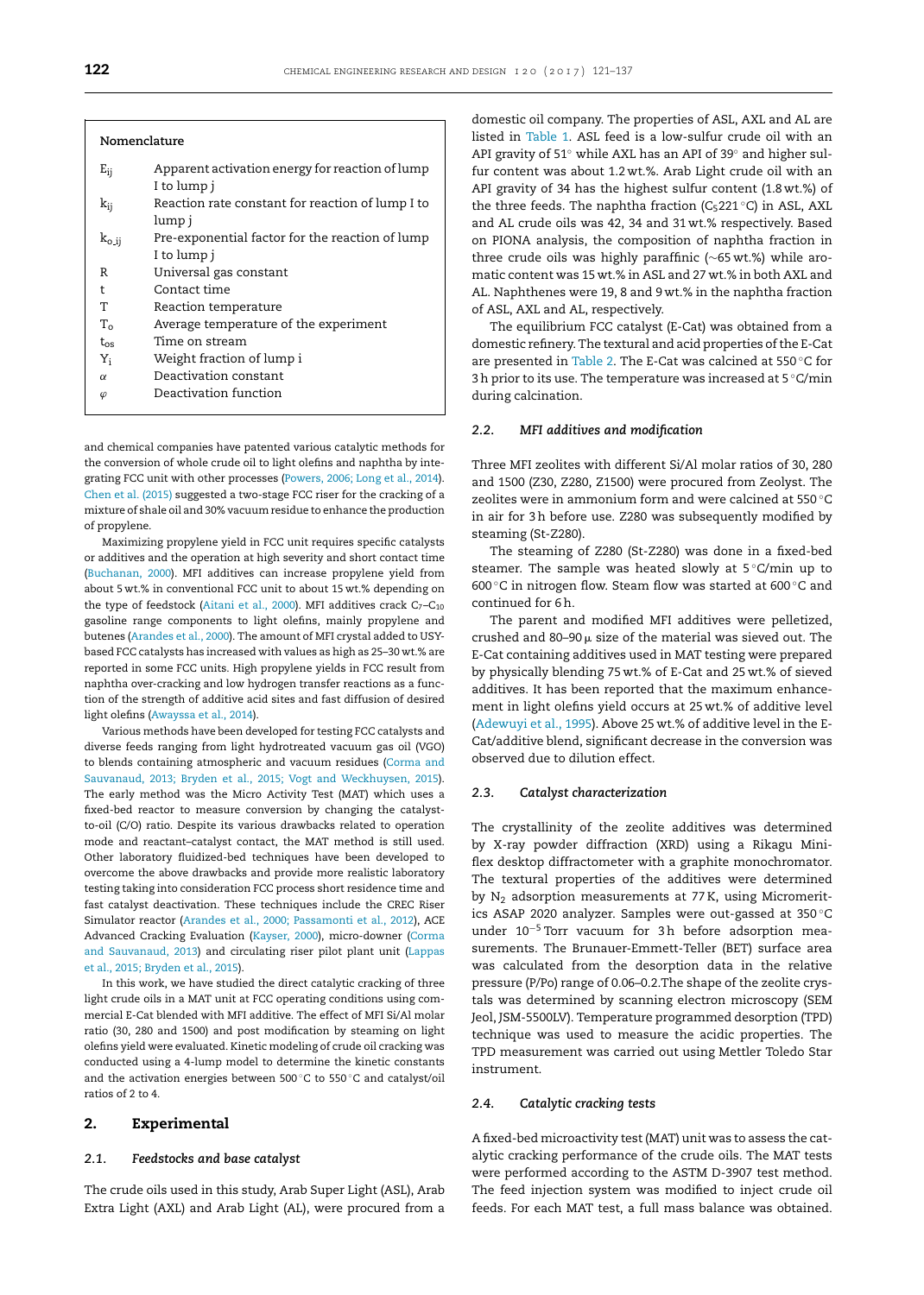## Nomenclature

| | |
|---|---|
| $E_{ij}$ | Apparent activation energy for reaction of lump I to lump j |
| $k_{ij}$ | Reaction rate constant for reaction of lump I to lump j |
| $k_{o,ij}$ | Pre-exponential factor for the reaction of lump I to lump j |
| R | Universal gas constant |
| t | Contact time |
| T | Reaction temperature |
| $T_o$ | Average temperature of the experiment |
| $t_{os}$ | Time on stream |
| $Y_i$ | Weight fraction of lump i |
| $\alpha$ | Deactivation constant |
| $\varphi$ | Deactivation function |

and chemical companies have patented various catalytic methods for the conversion of whole crude oil to light olefins and naphtha by integrating FCC unit with other processes (Powers, 2006; Long et al., 2014). Chen et al. (2015) suggested a two-stage FCC riser for the cracking of a mixture of shale oil and 30% vacuum residue to enhance the production of propylene.

Maximizing propylene yield in FCC unit requires specific catalysts or additives and the operation at high severity and short contact time (Buchanan, 2000). MFI additives can increase propylene yield from about 5 wt.% in conventional FCC unit to about 15 wt.% depending on the type of feedstock (Aitani et al., 2000). MFI additives crack $C_7$–$C_{10}$ gasoline range components to light olefins, mainly propylene and butenes (Arandes et al., 2000). The amount of MFI crystal added to USY-based FCC catalysts has increased with values as high as 25–30 wt.% are reported in some FCC units. High propylene yields in FCC result from naphtha over-cracking and low hydrogen transfer reactions as a function of the strength of additive acid sites and fast diffusion of desired light olefins (Awayssa et al., 2014).

Various methods have been developed for testing FCC catalysts and diverse feeds ranging from light hydrotreated vacuum gas oil (VGO) to blends containing atmospheric and vacuum residues (Corma and Sauvanaud, 2013; Bryden et al., 2015; Vogt and Weckhuysen, 2015). The early method was the Micro Activity Test (MAT) which uses a fixed-bed reactor to measure conversion by changing the catalyst-to-oil (C/O) ratio. Despite its various drawbacks related to operation mode and reactant–catalyst contact, the MAT method is still used. Other laboratory fluidized-bed techniques have been developed to overcome the above drawbacks and provide more realistic laboratory testing taking into consideration FCC process short residence time and fast catalyst deactivation. These techniques include the CREC Riser Simulator reactor (Arandes et al., 2000; Passamonti et al., 2012), ACE Advanced Cracking Evaluation (Kayser, 2000), micro-downer (Corma and Sauvanaud, 2013) and circulating riser pilot plant unit (Lappas et al., 2015; Bryden et al., 2015).

In this work, we have studied the direct catalytic cracking of three light crude oils in a MAT unit at FCC operating conditions using commercial E-Cat blended with MFI additive. The effect of MFI Si/Al molar ratio (30, 280 and 1500) and post modification by steaming on light olefins yield were evaluated. Kinetic modeling of crude oil cracking was conducted using a 4-lump model to determine the kinetic constants and the activation energies between 500 °C to 550 °C and catalyst/oil ratios of 2 to 4.

## 2. Experimental

### 2.1. Feedstocks and base catalyst

The crude oils used in this study, Arab Super Light (ASL), Arab Extra Light (AXL) and Arab Light (AL), were procured from a domestic oil company. The properties of ASL, AXL and AL are listed in Table 1. ASL feed is a low-sulfur crude oil with an API gravity of 51° while AXL has an API of 39° and higher sulfur content was about 1.2 wt.%. Arab Light crude oil with an API gravity of 34 has the highest sulfur content (1.8 wt.%) of the three feeds. The naphtha fraction ($C_5$221 °C) in ASL, AXL and AL crude oils was 42, 34 and 31 wt.% respectively. Based on PIONA analysis, the composition of naphtha fraction in three crude oils was highly paraffinic (~65 wt.%) while aromatic content was 15 wt.% in ASL and 27 wt.% in both AXL and AL. Naphthenes were 19, 8 and 9 wt.% in the naphtha fraction of ASL, AXL and AL, respectively.

The equilibrium FCC catalyst (E-Cat) was obtained from a domestic refinery. The textural and acid properties of the E-Cat are presented in Table 2. The E-Cat was calcined at 550 °C for 3 h prior to its use. The temperature was increased at 5 °C/min during calcination.

### 2.2. MFI additives and modification

Three MFI zeolites with different Si/Al molar ratios of 30, 280 and 1500 (Z30, Z280, Z1500) were procured from Zeolyst. The zeolites were in ammonium form and were calcined at 550 °C in air for 3 h before use. Z280 was subsequently modified by steaming (St-Z280).

The steaming of Z280 (St-Z280) was done in a fixed-bed steamer. The sample was heated slowly at 5 °C/min up to 600 °C in nitrogen flow. Steam flow was started at 600 °C and continued for 6 h.

The parent and modified MFI additives were pelletized, crushed and 80–90 μ size of the material was sieved out. The E-Cat containing additives used in MAT testing were prepared by physically blending 75 wt.% of E-Cat and 25 wt.% of sieved additives. It has been reported that the maximum enhancement in light olefins yield occurs at 25 wt.% of additive level (Adewuyi et al., 1995). Above 25 wt.% of additive level in the E-Cat/additive blend, significant decrease in the conversion was observed due to dilution effect.

### 2.3. Catalyst characterization

The crystallinity of the zeolite additives was determined by X-ray powder diffraction (XRD) using a Rikagu Miniflex desktop diffractometer with a graphite monochromator. The textural properties of the additives were determined by $N_2$ adsorption measurements at 77 K, using Micromeritics ASAP 2020 analyzer. Samples were out-gassed at 350 °C under $10^{-5}$ Torr vacuum for 3 h before adsorption measurements. The Brunauer-Emmett-Teller (BET) surface area was calculated from the desorption data in the relative pressure (P/Po) range of 0.06–0.2.The shape of the zeolite crystals was determined by scanning electron microscopy (SEM Jeol, JSM-5500LV). Temperature programmed desorption (TPD) technique was used to measure the acidic properties. The TPD measurement was carried out using Mettler Toledo Star instrument.

### 2.4. Catalytic cracking tests

A fixed-bed microactivity test (MAT) unit was to assess the catalytic cracking performance of the crude oils. The MAT tests were performed according to the ASTM D-3907 test method. The feed injection system was modified to inject crude oil feeds. For each MAT test, a full mass balance was obtained.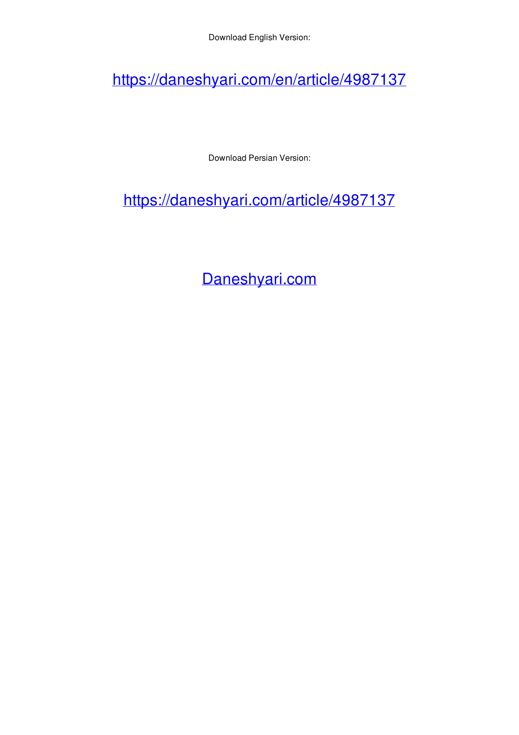Download English Version:

[https://daneshyari.com/en/article/4987137](https://daneshyari.com/en/article/4987137)

Download Persian Version:

[https://daneshyari.com/article/4987137](https://daneshyari.com/article/4987137)

[Daneshyari.com](https://daneshyari.com)